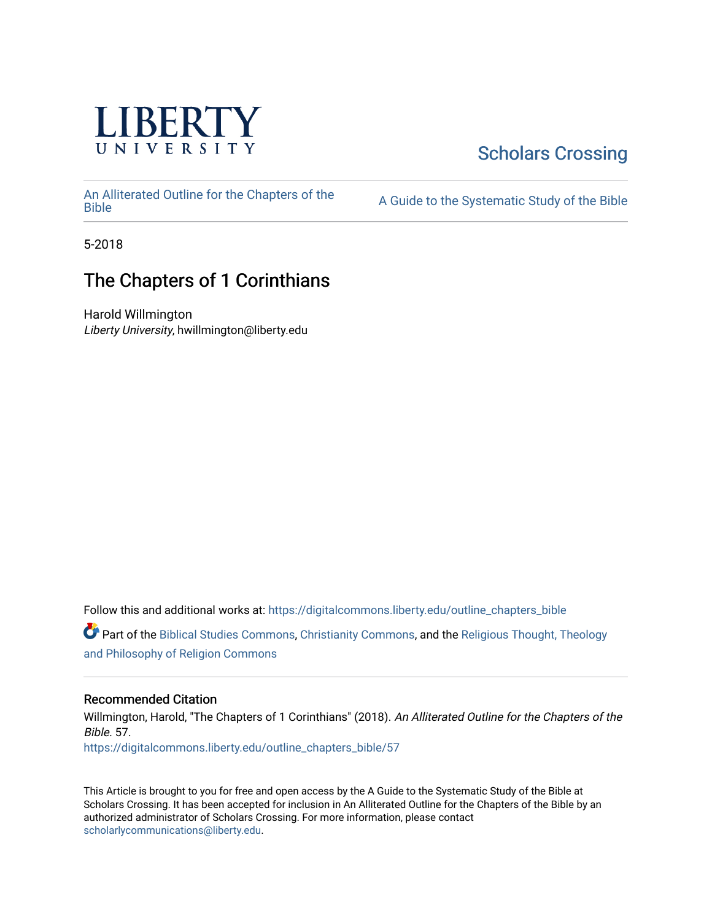LIBERTY UNIVERSITY

Scholars Crossing

An Alliterated Outline for the Chapters of the Bible

A Guide to the Systematic Study of the Bible

5-2018

# The Chapters of 1 Corinthians

Harold Willmington
*Liberty University*, hwillmington@liberty.edu

Follow this and additional works at: https://digitalcommons.liberty.edu/outline_chapters_bible

Part of the Biblical Studies Commons, Christianity Commons, and the Religious Thought, Theology and Philosophy of Religion Commons

## Recommended Citation

Willmington, Harold, "The Chapters of 1 Corinthians" (2018). *An Alliterated Outline for the Chapters of the Bible*. 57.
https://digitalcommons.liberty.edu/outline_chapters_bible/57

This Article is brought to you for free and open access by the A Guide to the Systematic Study of the Bible at Scholars Crossing. It has been accepted for inclusion in An Alliterated Outline for the Chapters of the Bible by an authorized administrator of Scholars Crossing. For more information, please contact scholarlycommunications@liberty.edu.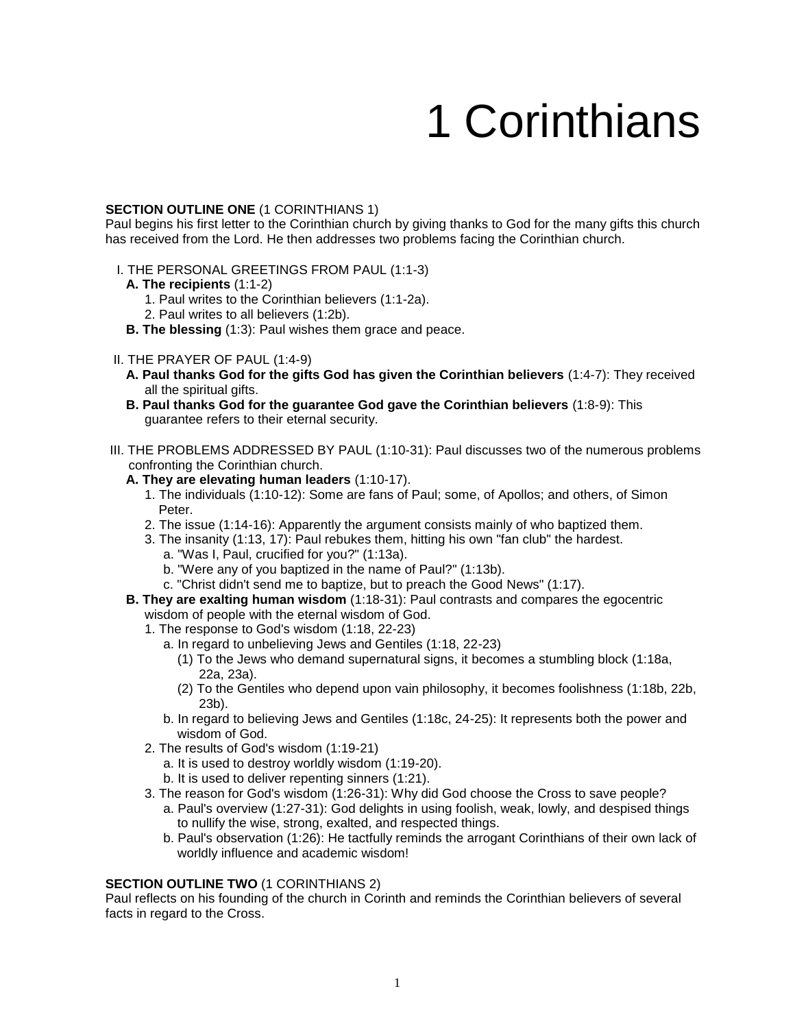# 1 Corinthians

**SECTION OUTLINE ONE** (1 CORINTHIANS 1)
Paul begins his first letter to the Corinthian church by giving thanks to God for the many gifts this church has received from the Lord. He then addresses two problems facing the Corinthian church.

I. THE PERSONAL GREETINGS FROM PAUL (1:1-3)
  - **A. The recipients** (1:1-2)
    1. Paul writes to the Corinthian believers (1:1-2a).
    2. Paul writes to all believers (1:2b).
  - **B. The blessing** (1:3): Paul wishes them grace and peace.

II. THE PRAYER OF PAUL (1:4-9)
  - **A. Paul thanks God for the gifts God has given the Corinthian believers** (1:4-7): They received all the spiritual gifts.
  - **B. Paul thanks God for the guarantee God gave the Corinthian believers** (1:8-9): This guarantee refers to their eternal security.

III. THE PROBLEMS ADDRESSED BY PAUL (1:10-31): Paul discusses two of the numerous problems confronting the Corinthian church.
  - **A. They are elevating human leaders** (1:10-17).
    1. The individuals (1:10-12): Some are fans of Paul; some, of Apollos; and others, of Simon Peter.
    2. The issue (1:14-16): Apparently the argument consists mainly of who baptized them.
    3. The insanity (1:13, 17): Paul rebukes them, hitting his own "fan club" the hardest.
       - a. "Was I, Paul, crucified for you?" (1:13a).
       - b. "Were any of you baptized in the name of Paul?" (1:13b).
       - c. "Christ didn't send me to baptize, but to preach the Good News" (1:17).
  - **B. They are exalting human wisdom** (1:18-31): Paul contrasts and compares the egocentric wisdom of people with the eternal wisdom of God.
    1. The response to God's wisdom (1:18, 22-23)
       - a. In regard to unbelieving Jews and Gentiles (1:18, 22-23)
         - (1) To the Jews who demand supernatural signs, it becomes a stumbling block (1:18a, 22a, 23a).
         - (2) To the Gentiles who depend upon vain philosophy, it becomes foolishness (1:18b, 22b, 23b).
       - b. In regard to believing Jews and Gentiles (1:18c, 24-25): It represents both the power and wisdom of God.
    2. The results of God's wisdom (1:19-21)
       - a. It is used to destroy worldly wisdom (1:19-20).
       - b. It is used to deliver repenting sinners (1:21).
    3. The reason for God's wisdom (1:26-31): Why did God choose the Cross to save people?
       - a. Paul's overview (1:27-31): God delights in using foolish, weak, lowly, and despised things to nullify the wise, strong, exalted, and respected things.
       - b. Paul's observation (1:26): He tactfully reminds the arrogant Corinthians of their own lack of worldly influence and academic wisdom!

**SECTION OUTLINE TWO** (1 CORINTHIANS 2)
Paul reflects on his founding of the church in Corinth and reminds the Corinthian believers of several facts in regard to the Cross.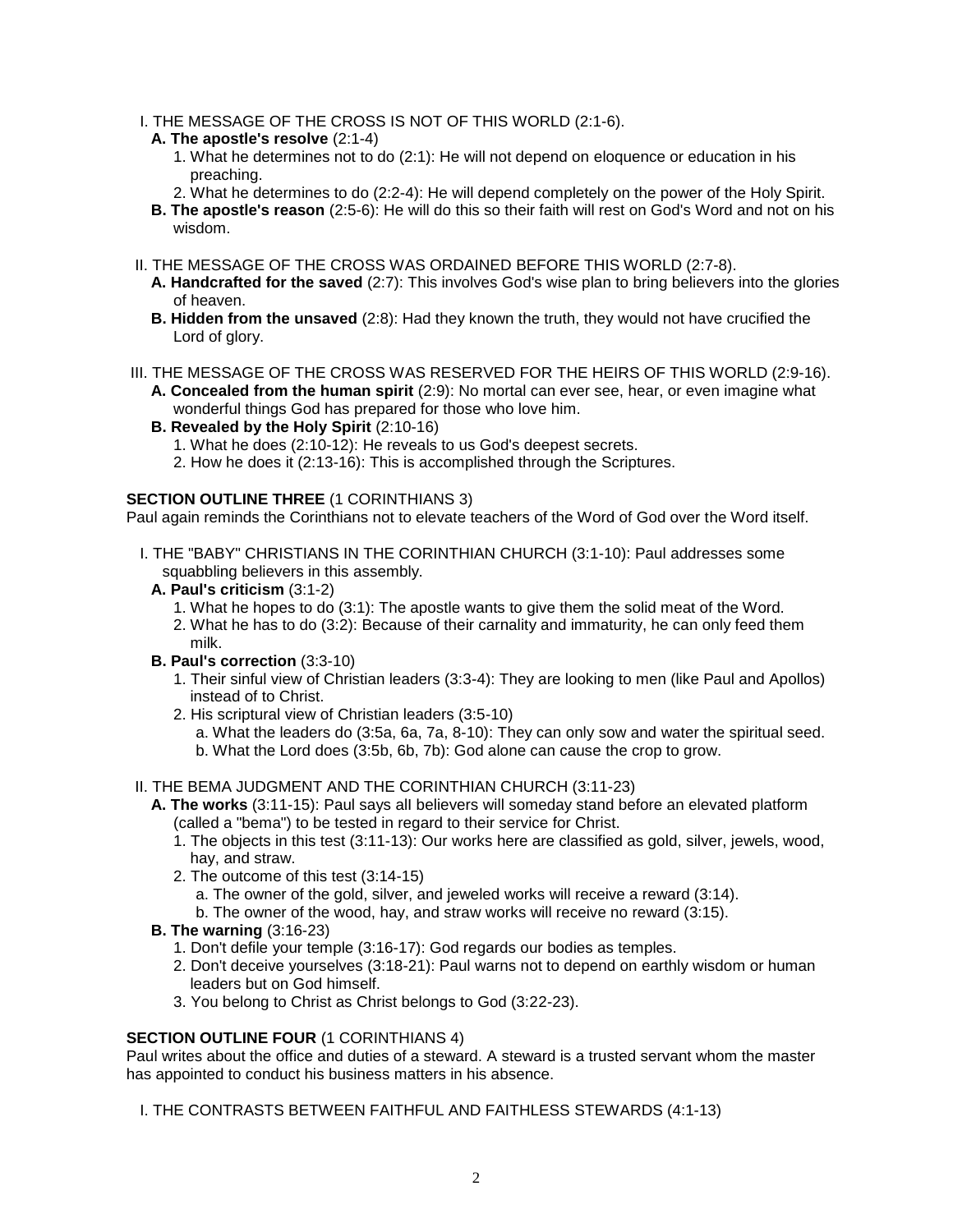I. THE MESSAGE OF THE CROSS IS NOT OF THIS WORLD (2:1-6).

- **A. The apostle's resolve** (2:1-4)
  1. What he determines not to do (2:1): He will not depend on eloquence or education in his preaching.
  2. What he determines to do (2:2-4): He will depend completely on the power of the Holy Spirit.
- **B. The apostle's reason** (2:5-6): He will do this so their faith will rest on God's Word and not on his wisdom.

II. THE MESSAGE OF THE CROSS WAS ORDAINED BEFORE THIS WORLD (2:7-8).

- **A. Handcrafted for the saved** (2:7): This involves God's wise plan to bring believers into the glories of heaven.
- **B. Hidden from the unsaved** (2:8): Had they known the truth, they would not have crucified the Lord of glory.

III. THE MESSAGE OF THE CROSS WAS RESERVED FOR THE HEIRS OF THIS WORLD (2:9-16).

- **A. Concealed from the human spirit** (2:9): No mortal can ever see, hear, or even imagine what wonderful things God has prepared for those who love him.
- **B. Revealed by the Holy Spirit** (2:10-16)
  1. What he does (2:10-12): He reveals to us God's deepest secrets.
  2. How he does it (2:13-16): This is accomplished through the Scriptures.

**SECTION OUTLINE THREE** (1 CORINTHIANS 3)

Paul again reminds the Corinthians not to elevate teachers of the Word of God over the Word itself.

I. THE "BABY" CHRISTIANS IN THE CORINTHIAN CHURCH (3:1-10): Paul addresses some squabbling believers in this assembly.

- **A. Paul's criticism** (3:1-2)
  1. What he hopes to do (3:1): The apostle wants to give them the solid meat of the Word.
  2. What he has to do (3:2): Because of their carnality and immaturity, he can only feed them milk.
- **B. Paul's correction** (3:3-10)
  1. Their sinful view of Christian leaders (3:3-4): They are looking to men (like Paul and Apollos) instead of to Christ.
  2. His scriptural view of Christian leaders (3:5-10)
     - a. What the leaders do (3:5a, 6a, 7a, 8-10): They can only sow and water the spiritual seed.
     - b. What the Lord does (3:5b, 6b, 7b): God alone can cause the crop to grow.

II. THE BEMA JUDGMENT AND THE CORINTHIAN CHURCH (3:11-23)

- **A. The works** (3:11-15): Paul says all believers will someday stand before an elevated platform (called a "bema") to be tested in regard to their service for Christ.
  1. The objects in this test (3:11-13): Our works here are classified as gold, silver, jewels, wood, hay, and straw.
  2. The outcome of this test (3:14-15)
     - a. The owner of the gold, silver, and jeweled works will receive a reward (3:14).
     - b. The owner of the wood, hay, and straw works will receive no reward (3:15).
- **B. The warning** (3:16-23)
  1. Don't defile your temple (3:16-17): God regards our bodies as temples.
  2. Don't deceive yourselves (3:18-21): Paul warns not to depend on earthly wisdom or human leaders but on God himself.
  3. You belong to Christ as Christ belongs to God (3:22-23).

**SECTION OUTLINE FOUR** (1 CORINTHIANS 4)

Paul writes about the office and duties of a steward. A steward is a trusted servant whom the master has appointed to conduct his business matters in his absence.

I. THE CONTRASTS BETWEEN FAITHFUL AND FAITHLESS STEWARDS (4:1-13)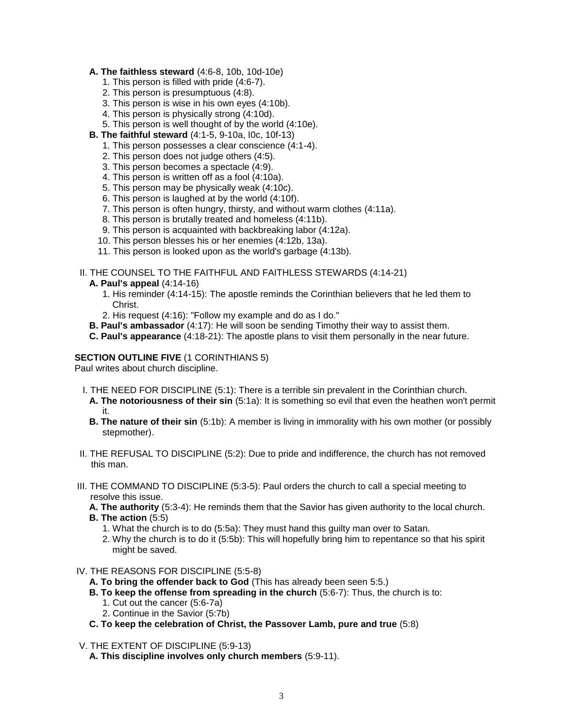**A. The faithless steward** (4:6-8, 10b, 10d-10e)

1. This person is filled with pride (4:6-7).
2. This person is presumptuous (4:8).
3. This person is wise in his own eyes (4:10b).
4. This person is physically strong (4:10d).
5. This person is well thought of by the world (4:10e).

**B. The faithful steward** (4:1-5, 9-10a, l0c, 10f-13)

1. This person possesses a clear conscience (4:1-4).
2. This person does not judge others (4:5).
3. This person becomes a spectacle (4:9).
4. This person is written off as a fool (4:10a).
5. This person may be physically weak (4:10c).
6. This person is laughed at by the world (4:10f).
7. This person is often hungry, thirsty, and without warm clothes (4:11a).
8. This person is brutally treated and homeless (4:11b).
9. This person is acquainted with backbreaking labor (4:12a).
10. This person blesses his or her enemies (4:12b, 13a).
11. This person is looked upon as the world's garbage (4:13b).

II. THE COUNSEL TO THE FAITHFUL AND FAITHLESS STEWARDS (4:14-21)

**A. Paul's appeal** (4:14-16)

1. His reminder (4:14-15): The apostle reminds the Corinthian believers that he led them to Christ.
2. His request (4:16): "Follow my example and do as I do."

**B. Paul's ambassador** (4:17): He will soon be sending Timothy their way to assist them.

**C. Paul's appearance** (4:18-21): The apostle plans to visit them personally in the near future.

**SECTION OUTLINE FIVE** (1 CORINTHIANS 5)

Paul writes about church discipline.

I. THE NEED FOR DISCIPLINE (5:1): There is a terrible sin prevalent in the Corinthian church.

**A. The notoriousness of their sin** (5:1a): It is something so evil that even the heathen won't permit it.

**B. The nature of their sin** (5:1b): A member is living in immorality with his own mother (or possibly stepmother).

II. THE REFUSAL TO DISCIPLINE (5:2): Due to pride and indifference, the church has not removed this man.

III. THE COMMAND TO DISCIPLINE (5:3-5): Paul orders the church to call a special meeting to resolve this issue.

**A. The authority** (5:3-4): He reminds them that the Savior has given authority to the local church.

**B. The action** (5:5)

1. What the church is to do (5:5a): They must hand this guilty man over to Satan.
2. Why the church is to do it (5:5b): This will hopefully bring him to repentance so that his spirit might be saved.

IV. THE REASONS FOR DISCIPLINE (5:5-8)

**A. To bring the offender back to God** (This has already been seen 5:5.)

**B. To keep the offense from spreading in the church** (5:6-7): Thus, the church is to:

1. Cut out the cancer (5:6-7a)
2. Continue in the Savior (5:7b)

**C. To keep the celebration of Christ, the Passover Lamb, pure and true** (5:8)

V. THE EXTENT OF DISCIPLINE (5:9-13)

**A. This discipline involves only church members** (5:9-11).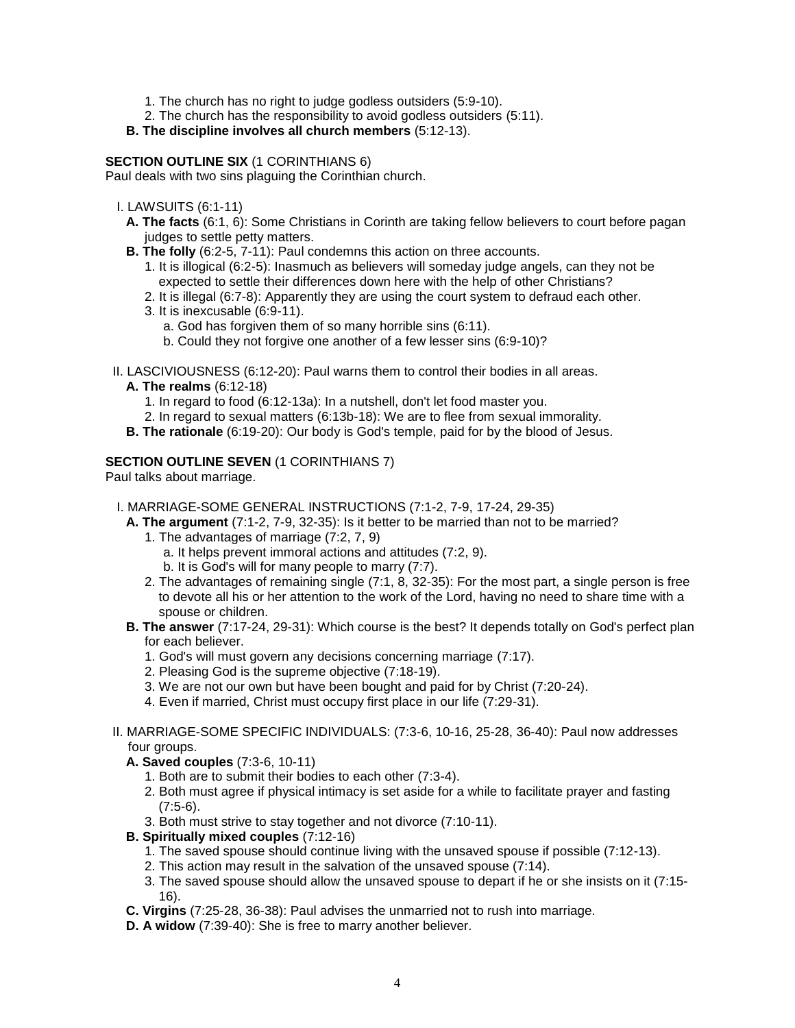1. The church has no right to judge godless outsiders (5:9-10).
2. The church has the responsibility to avoid godless outsiders (5:11).

**B. The discipline involves all church members** (5:12-13).

**SECTION OUTLINE SIX** (1 CORINTHIANS 6)
Paul deals with two sins plaguing the Corinthian church.

I. LAWSUITS (6:1-11)

**A. The facts** (6:1, 6): Some Christians in Corinth are taking fellow believers to court before pagan judges to settle petty matters.

**B. The folly** (6:2-5, 7-11): Paul condemns this action on three accounts.

1. It is illogical (6:2-5): Inasmuch as believers will someday judge angels, can they not be expected to settle their differences down here with the help of other Christians?
2. It is illegal (6:7-8): Apparently they are using the court system to defraud each other.
3. It is inexcusable (6:9-11).
   a. God has forgiven them of so many horrible sins (6:11).
   b. Could they not forgive one another of a few lesser sins (6:9-10)?

II. LASCIVIOUSNESS (6:12-20): Paul warns them to control their bodies in all areas.

**A. The realms** (6:12-18)

1. In regard to food (6:12-13a): In a nutshell, don't let food master you.
2. In regard to sexual matters (6:13b-18): We are to flee from sexual immorality.

**B. The rationale** (6:19-20): Our body is God's temple, paid for by the blood of Jesus.

**SECTION OUTLINE SEVEN** (1 CORINTHIANS 7)
Paul talks about marriage.

I. MARRIAGE-SOME GENERAL INSTRUCTIONS (7:1-2, 7-9, 17-24, 29-35)

**A. The argument** (7:1-2, 7-9, 32-35): Is it better to be married than not to be married?

1. The advantages of marriage (7:2, 7, 9)
   a. It helps prevent immoral actions and attitudes (7:2, 9).
   b. It is God's will for many people to marry (7:7).
2. The advantages of remaining single (7:1, 8, 32-35): For the most part, a single person is free to devote all his or her attention to the work of the Lord, having no need to share time with a spouse or children.

**B. The answer** (7:17-24, 29-31): Which course is the best? It depends totally on God's perfect plan for each believer.

1. God's will must govern any decisions concerning marriage (7:17).
2. Pleasing God is the supreme objective (7:18-19).
3. We are not our own but have been bought and paid for by Christ (7:20-24).
4. Even if married, Christ must occupy first place in our life (7:29-31).

II. MARRIAGE-SOME SPECIFIC INDIVIDUALS: (7:3-6, 10-16, 25-28, 36-40): Paul now addresses four groups.

**A. Saved couples** (7:3-6, 10-11)

1. Both are to submit their bodies to each other (7:3-4).
2. Both must agree if physical intimacy is set aside for a while to facilitate prayer and fasting (7:5-6).
3. Both must strive to stay together and not divorce (7:10-11).

**B. Spiritually mixed couples** (7:12-16)

1. The saved spouse should continue living with the unsaved spouse if possible (7:12-13).
2. This action may result in the salvation of the unsaved spouse (7:14).
3. The saved spouse should allow the unsaved spouse to depart if he or she insists on it (7:15-16).

**C. Virgins** (7:25-28, 36-38): Paul advises the unmarried not to rush into marriage.

**D. A widow** (7:39-40): She is free to marry another believer.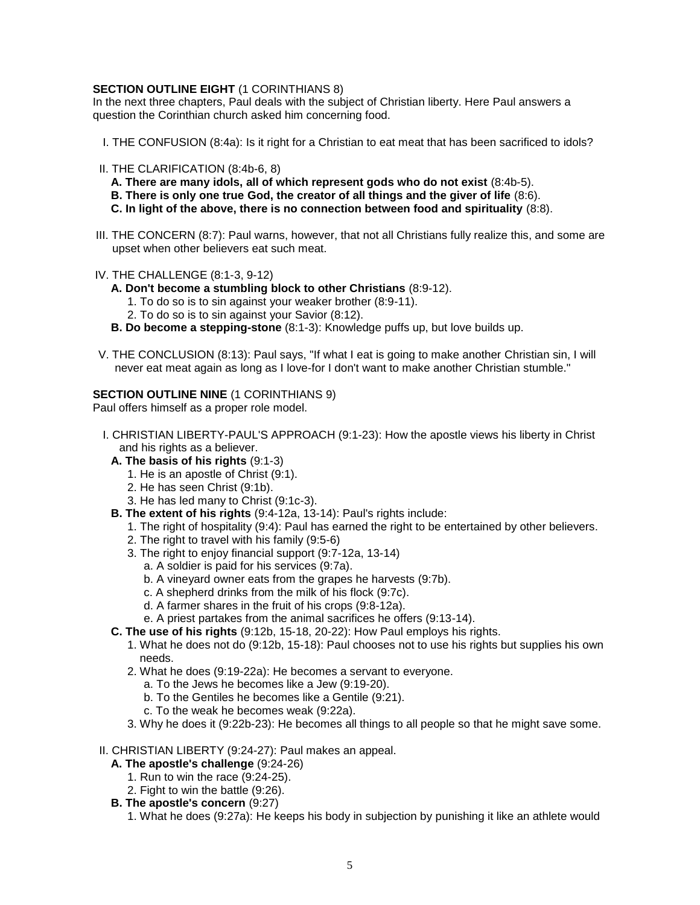**SECTION OUTLINE EIGHT** (1 CORINTHIANS 8)
In the next three chapters, Paul deals with the subject of Christian liberty. Here Paul answers a question the Corinthian church asked him concerning food.

I. THE CONFUSION (8:4a): Is it right for a Christian to eat meat that has been sacrificed to idols?

II. THE CLARIFICATION (8:4b-6, 8)
   **A. There are many idols, all of which represent gods who do not exist** (8:4b-5).
   **B. There is only one true God, the creator of all things and the giver of life** (8:6).
   **C. In light of the above, there is no connection between food and spirituality** (8:8).

III. THE CONCERN (8:7): Paul warns, however, that not all Christians fully realize this, and some are upset when other believers eat such meat.

IV. THE CHALLENGE (8:1-3, 9-12)
   **A. Don't become a stumbling block to other Christians** (8:9-12).
      1. To do so is to sin against your weaker brother (8:9-11).
      2. To do so is to sin against your Savior (8:12).
   **B. Do become a stepping-stone** (8:1-3): Knowledge puffs up, but love builds up.

V. THE CONCLUSION (8:13): Paul says, "If what I eat is going to make another Christian sin, I will never eat meat again as long as I love-for I don't want to make another Christian stumble."

**SECTION OUTLINE NINE** (1 CORINTHIANS 9)
Paul offers himself as a proper role model.

I. CHRISTIAN LIBERTY-PAUL'S APPROACH (9:1-23): How the apostle views his liberty in Christ and his rights as a believer.
   **A. The basis of his rights** (9:1-3)
      1. He is an apostle of Christ (9:1).
      2. He has seen Christ (9:1b).
      3. He has led many to Christ (9:1c-3).
   **B. The extent of his rights** (9:4-12a, 13-14): Paul's rights include:
      1. The right of hospitality (9:4): Paul has earned the right to be entertained by other believers.
      2. The right to travel with his family (9:5-6)
      3. The right to enjoy financial support (9:7-12a, 13-14)
         a. A soldier is paid for his services (9:7a).
         b. A vineyard owner eats from the grapes he harvests (9:7b).
         c. A shepherd drinks from the milk of his flock (9:7c).
         d. A farmer shares in the fruit of his crops (9:8-12a).
         e. A priest partakes from the animal sacrifices he offers (9:13-14).
   **C. The use of his rights** (9:12b, 15-18, 20-22): How Paul employs his rights.
      1. What he does not do (9:12b, 15-18): Paul chooses not to use his rights but supplies his own needs.
      2. What he does (9:19-22a): He becomes a servant to everyone.
         a. To the Jews he becomes like a Jew (9:19-20).
         b. To the Gentiles he becomes like a Gentile (9:21).
         c. To the weak he becomes weak (9:22a).
      3. Why he does it (9:22b-23): He becomes all things to all people so that he might save some.

II. CHRISTIAN LIBERTY (9:24-27): Paul makes an appeal.
   **A. The apostle's challenge** (9:24-26)
      1. Run to win the race (9:24-25).
      2. Fight to win the battle (9:26).
   **B. The apostle's concern** (9:27)
      1. What he does (9:27a): He keeps his body in subjection by punishing it like an athlete would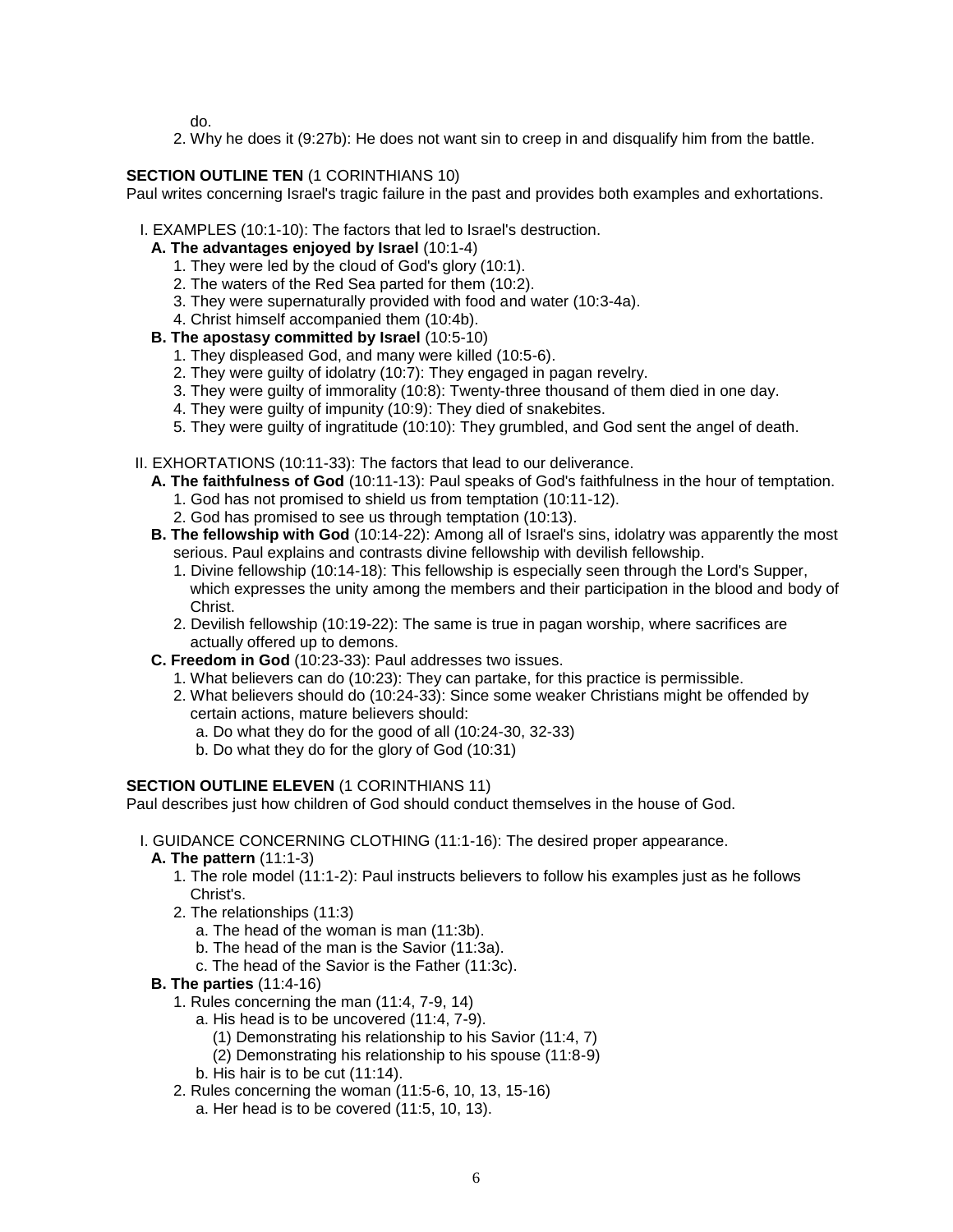do.

2. Why he does it (9:27b): He does not want sin to creep in and disqualify him from the battle.

**SECTION OUTLINE TEN** (1 CORINTHIANS 10)

Paul writes concerning Israel's tragic failure in the past and provides both examples and exhortations.

I. EXAMPLES (10:1-10): The factors that led to Israel's destruction.

- **A. The advantages enjoyed by Israel** (10:1-4)
  1. They were led by the cloud of God's glory (10:1).
  2. The waters of the Red Sea parted for them (10:2).
  3. They were supernaturally provided with food and water (10:3-4a).
  4. Christ himself accompanied them (10:4b).
- **B. The apostasy committed by Israel** (10:5-10)
  1. They displeased God, and many were killed (10:5-6).
  2. They were guilty of idolatry (10:7): They engaged in pagan revelry.
  3. They were guilty of immorality (10:8): Twenty-three thousand of them died in one day.
  4. They were guilty of impunity (10:9): They died of snakebites.
  5. They were guilty of ingratitude (10:10): They grumbled, and God sent the angel of death.

II. EXHORTATIONS (10:11-33): The factors that lead to our deliverance.

- **A. The faithfulness of God** (10:11-13): Paul speaks of God's faithfulness in the hour of temptation.
  1. God has not promised to shield us from temptation (10:11-12).
  2. God has promised to see us through temptation (10:13).
- **B. The fellowship with God** (10:14-22): Among all of Israel's sins, idolatry was apparently the most serious. Paul explains and contrasts divine fellowship with devilish fellowship.
  1. Divine fellowship (10:14-18): This fellowship is especially seen through the Lord's Supper, which expresses the unity among the members and their participation in the blood and body of Christ.
  2. Devilish fellowship (10:19-22): The same is true in pagan worship, where sacrifices are actually offered up to demons.
- **C. Freedom in God** (10:23-33): Paul addresses two issues.
  1. What believers can do (10:23): They can partake, for this practice is permissible.
  2. What believers should do (10:24-33): Since some weaker Christians might be offended by certain actions, mature believers should:
     - a. Do what they do for the good of all (10:24-30, 32-33)
     - b. Do what they do for the glory of God (10:31)

**SECTION OUTLINE ELEVEN** (1 CORINTHIANS 11)

Paul describes just how children of God should conduct themselves in the house of God.

I. GUIDANCE CONCERNING CLOTHING (11:1-16): The desired proper appearance.

- **A. The pattern** (11:1-3)
  1. The role model (11:1-2): Paul instructs believers to follow his examples just as he follows Christ's.
  2. The relationships (11:3)
     - a. The head of the woman is man (11:3b).
     - b. The head of the man is the Savior (11:3a).
     - c. The head of the Savior is the Father (11:3c).
- **B. The parties** (11:4-16)
  1. Rules concerning the man (11:4, 7-9, 14)
     - a. His head is to be uncovered (11:4, 7-9).
       - (1) Demonstrating his relationship to his Savior (11:4, 7)
       - (2) Demonstrating his relationship to his spouse (11:8-9)
     - b. His hair is to be cut (11:14).
  2. Rules concerning the woman (11:5-6, 10, 13, 15-16)
     - a. Her head is to be covered (11:5, 10, 13).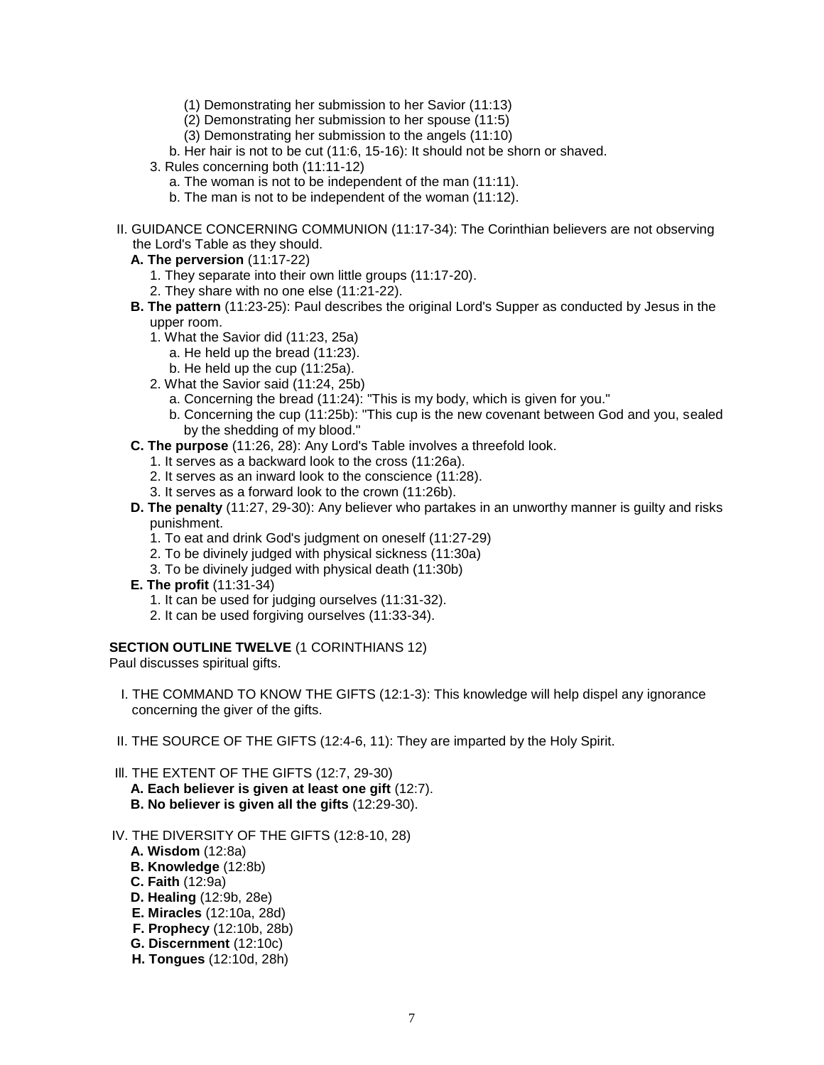- (1) Demonstrating her submission to her Savior (11:13)
- (2) Demonstrating her submission to her spouse (11:5)
- (3) Demonstrating her submission to the angels (11:10)

b. Her hair is not to be cut (11:6, 15-16): It should not be shorn or shaved.

3. Rules concerning both (11:11-12)
   - a. The woman is not to be independent of the man (11:11).
   - b. The man is not to be independent of the woman (11:12).

II. GUIDANCE CONCERNING COMMUNION (11:17-34): The Corinthian believers are not observing the Lord's Table as they should.

**A. The perversion** (11:17-22)
1. They separate into their own little groups (11:17-20).
2. They share with no one else (11:21-22).

**B. The pattern** (11:23-25): Paul describes the original Lord's Supper as conducted by Jesus in the upper room.
1. What the Savior did (11:23, 25a)
   - a. He held up the bread (11:23).
   - b. He held up the cup (11:25a).
2. What the Savior said (11:24, 25b)
   - a. Concerning the bread (11:24): "This is my body, which is given for you."
   - b. Concerning the cup (11:25b): "This cup is the new covenant between God and you, sealed by the shedding of my blood."

**C. The purpose** (11:26, 28): Any Lord's Table involves a threefold look.
1. It serves as a backward look to the cross (11:26a).
2. It serves as an inward look to the conscience (11:28).
3. It serves as a forward look to the crown (11:26b).

**D. The penalty** (11:27, 29-30): Any believer who partakes in an unworthy manner is guilty and risks punishment.
1. To eat and drink God's judgment on oneself (11:27-29)
2. To be divinely judged with physical sickness (11:30a)
3. To be divinely judged with physical death (11:30b)

**E. The profit** (11:31-34)
1. It can be used for judging ourselves (11:31-32).
2. It can be used forgiving ourselves (11:33-34).

**SECTION OUTLINE TWELVE** (1 CORINTHIANS 12)

Paul discusses spiritual gifts.

I. THE COMMAND TO KNOW THE GIFTS (12:1-3): This knowledge will help dispel any ignorance concerning the giver of the gifts.

II. THE SOURCE OF THE GIFTS (12:4-6, 11): They are imparted by the Holy Spirit.

III. THE EXTENT OF THE GIFTS (12:7, 29-30)

**A. Each believer is given at least one gift** (12:7).

**B. No believer is given all the gifts** (12:29-30).

IV. THE DIVERSITY OF THE GIFTS (12:8-10, 28)

**A. Wisdom** (12:8a)

**B. Knowledge** (12:8b)

**C. Faith** (12:9a)

**D. Healing** (12:9b, 28e)

**E. Miracles** (12:10a, 28d)

**F. Prophecy** (12:10b, 28b)

**G. Discernment** (12:10c)

**H. Tongues** (12:10d, 28h)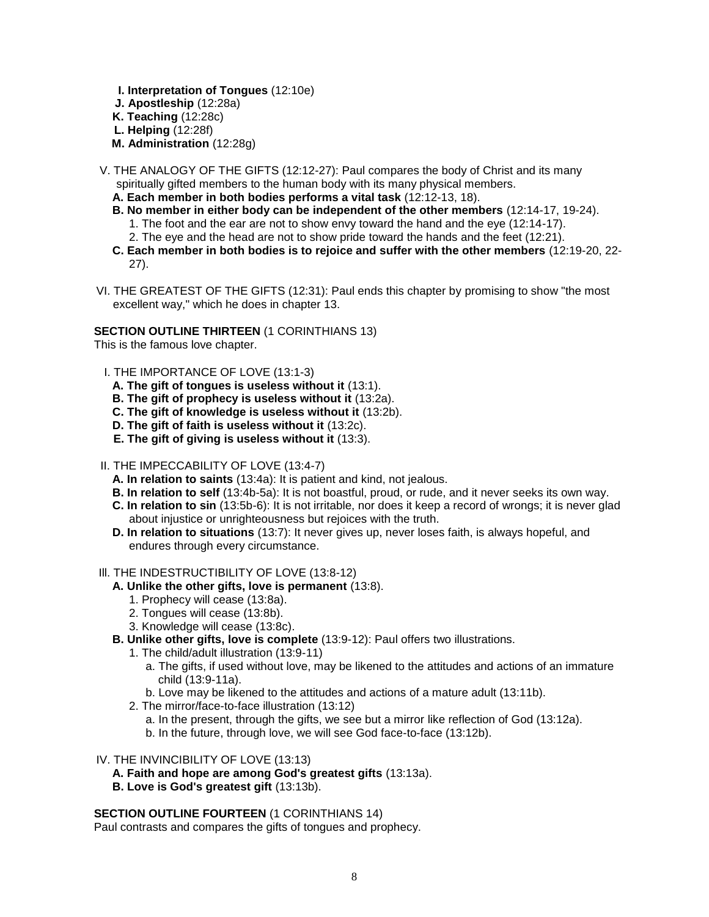**I. Interpretation of Tongues** (12:10e)
**J. Apostleship** (12:28a)
**K. Teaching** (12:28c)
**L. Helping** (12:28f)
**M. Administration** (12:28g)

V. THE ANALOGY OF THE GIFTS (12:12-27): Paul compares the body of Christ and its many spiritually gifted members to the human body with its many physical members.

- **A. Each member in both bodies performs a vital task** (12:12-13, 18).
- **B. No member in either body can be independent of the other members** (12:14-17, 19-24).
  1. The foot and the ear are not to show envy toward the hand and the eye (12:14-17).
  2. The eye and the head are not to show pride toward the hands and the feet (12:21).
- **C. Each member in both bodies is to rejoice and suffer with the other members** (12:19-20, 22-27).

VI. THE GREATEST OF THE GIFTS (12:31): Paul ends this chapter by promising to show "the most excellent way," which he does in chapter 13.

**SECTION OUTLINE THIRTEEN** (1 CORINTHIANS 13)
This is the famous love chapter.

I. THE IMPORTANCE OF LOVE (13:1-3)

- **A. The gift of tongues is useless without it** (13:1).
- **B. The gift of prophecy is useless without it** (13:2a).
- **C. The gift of knowledge is useless without it** (13:2b).
- **D. The gift of faith is useless without it** (13:2c).
- **E. The gift of giving is useless without it** (13:3).

II. THE IMPECCABILITY OF LOVE (13:4-7)

- **A. In relation to saints** (13:4a): It is patient and kind, not jealous.
- **B. In relation to self** (13:4b-5a): It is not boastful, proud, or rude, and it never seeks its own way.
- **C. In relation to sin** (13:5b-6): It is not irritable, nor does it keep a record of wrongs; it is never glad about injustice or unrighteousness but rejoices with the truth.
- **D. In relation to situations** (13:7): It never gives up, never loses faith, is always hopeful, and endures through every circumstance.

III. THE INDESTRUCTIBILITY OF LOVE (13:8-12)

- **A. Unlike the other gifts, love is permanent** (13:8).
  1. Prophecy will cease (13:8a).
  2. Tongues will cease (13:8b).
  3. Knowledge will cease (13:8c).
- **B. Unlike other gifts, love is complete** (13:9-12): Paul offers two illustrations.
  1. The child/adult illustration (13:9-11)
     - a. The gifts, if used without love, may be likened to the attitudes and actions of an immature child (13:9-11a).
     - b. Love may be likened to the attitudes and actions of a mature adult (13:11b).
  2. The mirror/face-to-face illustration (13:12)
     - a. In the present, through the gifts, we see but a mirror like reflection of God (13:12a).
     - b. In the future, through love, we will see God face-to-face (13:12b).

IV. THE INVINCIBILITY OF LOVE (13:13)

- **A. Faith and hope are among God's greatest gifts** (13:13a).
- **B. Love is God's greatest gift** (13:13b).

**SECTION OUTLINE FOURTEEN** (1 CORINTHIANS 14)
Paul contrasts and compares the gifts of tongues and prophecy.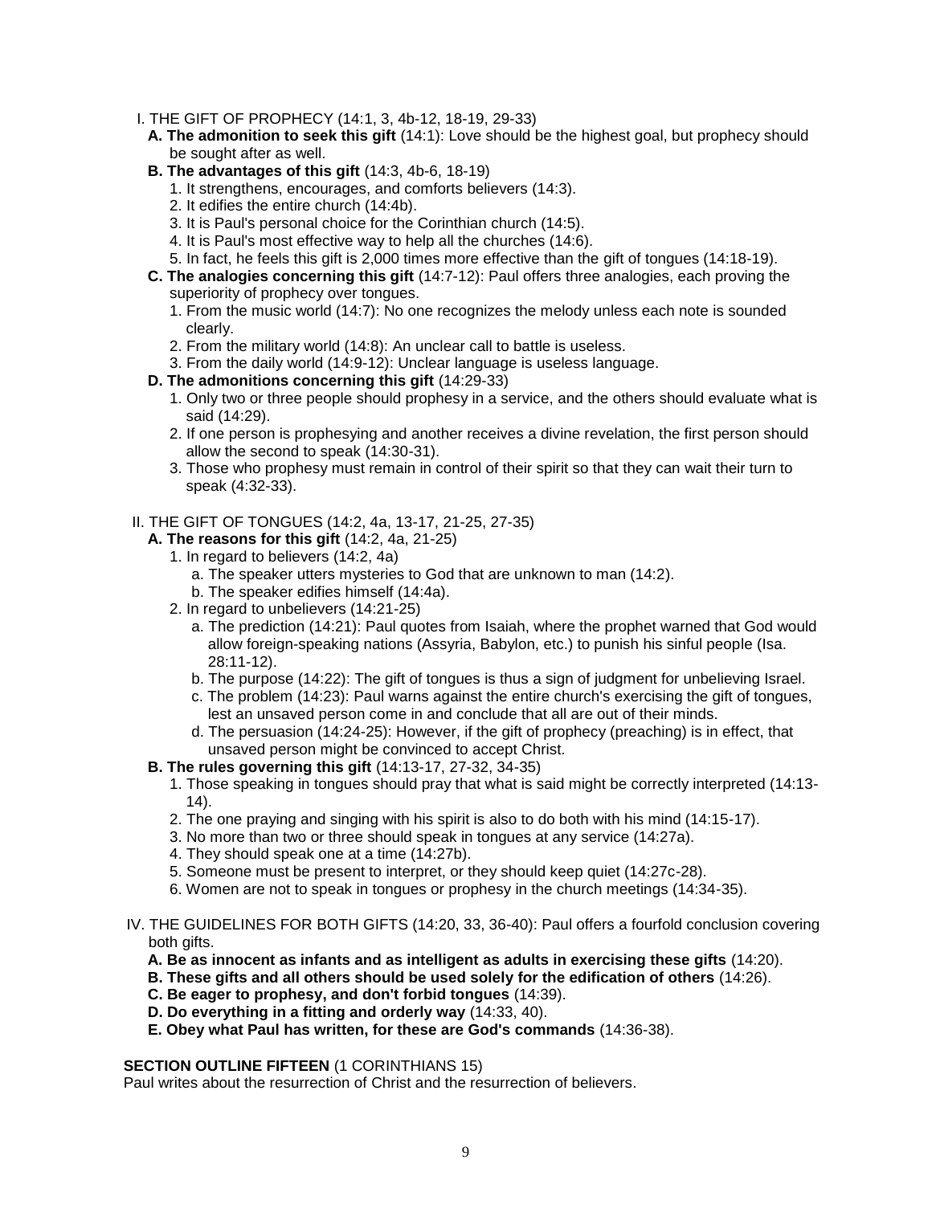I. THE GIFT OF PROPHECY (14:1, 3, 4b-12, 18-19, 29-33)

**A. The admonition to seek this gift** (14:1): Love should be the highest goal, but prophecy should be sought after as well.

**B. The advantages of this gift** (14:3, 4b-6, 18-19)

1. It strengthens, encourages, and comforts believers (14:3).
2. It edifies the entire church (14:4b).
3. It is Paul's personal choice for the Corinthian church (14:5).
4. It is Paul's most effective way to help all the churches (14:6).
5. In fact, he feels this gift is 2,000 times more effective than the gift of tongues (14:18-19).

**C. The analogies concerning this gift** (14:7-12): Paul offers three analogies, each proving the superiority of prophecy over tongues.

1. From the music world (14:7): No one recognizes the melody unless each note is sounded clearly.
2. From the military world (14:8): An unclear call to battle is useless.
3. From the daily world (14:9-12): Unclear language is useless language.

**D. The admonitions concerning this gift** (14:29-33)

1. Only two or three people should prophesy in a service, and the others should evaluate what is said (14:29).
2. If one person is prophesying and another receives a divine revelation, the first person should allow the second to speak (14:30-31).
3. Those who prophesy must remain in control of their spirit so that they can wait their turn to speak (4:32-33).

II. THE GIFT OF TONGUES (14:2, 4a, 13-17, 21-25, 27-35)

**A. The reasons for this gift** (14:2, 4a, 21-25)

1. In regard to believers (14:2, 4a)
   a. The speaker utters mysteries to God that are unknown to man (14:2).
   b. The speaker edifies himself (14:4a).
2. In regard to unbelievers (14:21-25)
   a. The prediction (14:21): Paul quotes from Isaiah, where the prophet warned that God would allow foreign-speaking nations (Assyria, Babylon, etc.) to punish his sinful people (Isa. 28:11-12).
   b. The purpose (14:22): The gift of tongues is thus a sign of judgment for unbelieving Israel.
   c. The problem (14:23): Paul warns against the entire church's exercising the gift of tongues, lest an unsaved person come in and conclude that all are out of their minds.
   d. The persuasion (14:24-25): However, if the gift of prophecy (preaching) is in effect, that unsaved person might be convinced to accept Christ.

**B. The rules governing this gift** (14:13-17, 27-32, 34-35)

1. Those speaking in tongues should pray that what is said might be correctly interpreted (14:13-14).
2. The one praying and singing with his spirit is also to do both with his mind (14:15-17).
3. No more than two or three should speak in tongues at any service (14:27a).
4. They should speak one at a time (14:27b).
5. Someone must be present to interpret, or they should keep quiet (14:27c-28).
6. Women are not to speak in tongues or prophesy in the church meetings (14:34-35).

IV. THE GUIDELINES FOR BOTH GIFTS (14:20, 33, 36-40): Paul offers a fourfold conclusion covering both gifts.

**A. Be as innocent as infants and as intelligent as adults in exercising these gifts** (14:20).

**B. These gifts and all others should be used solely for the edification of others** (14:26).

**C. Be eager to prophesy, and don't forbid tongues** (14:39).

**D. Do everything in a fitting and orderly way** (14:33, 40).

**E. Obey what Paul has written, for these are God's commands** (14:36-38).

**SECTION OUTLINE FIFTEEN** (1 CORINTHIANS 15)

Paul writes about the resurrection of Christ and the resurrection of believers.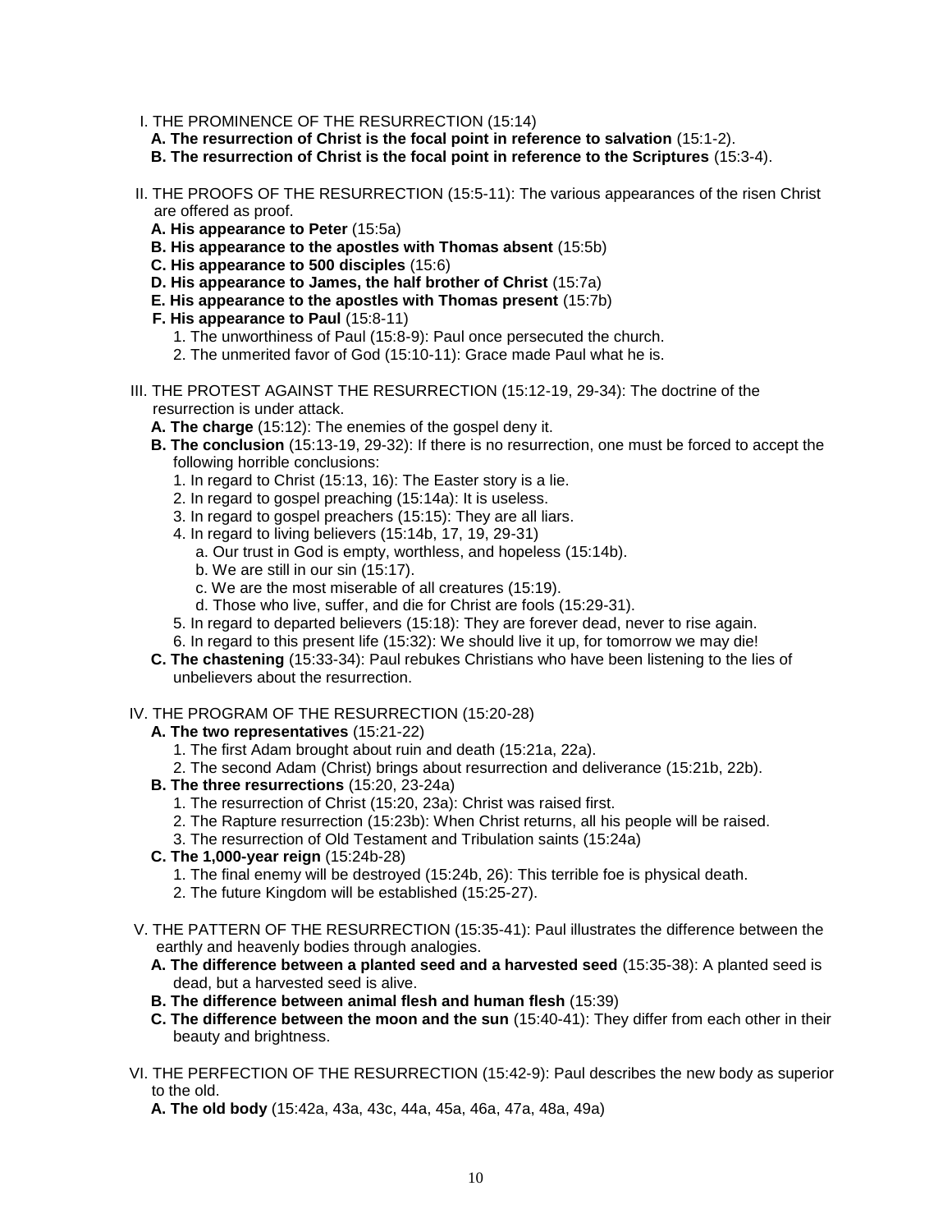I. THE PROMINENCE OF THE RESURRECTION (15:14)

- **A. The resurrection of Christ is the focal point in reference to salvation** (15:1-2).
- **B. The resurrection of Christ is the focal point in reference to the Scriptures** (15:3-4).

II. THE PROOFS OF THE RESURRECTION (15:5-11): The various appearances of the risen Christ are offered as proof.

- **A. His appearance to Peter** (15:5a)
- **B. His appearance to the apostles with Thomas absent** (15:5b)
- **C. His appearance to 500 disciples** (15:6)
- **D. His appearance to James, the half brother of Christ** (15:7a)
- **E. His appearance to the apostles with Thomas present** (15:7b)
- **F. His appearance to Paul** (15:8-11)
  1. The unworthiness of Paul (15:8-9): Paul once persecuted the church.
  2. The unmerited favor of God (15:10-11): Grace made Paul what he is.

III. THE PROTEST AGAINST THE RESURRECTION (15:12-19, 29-34): The doctrine of the resurrection is under attack.

- **A. The charge** (15:12): The enemies of the gospel deny it.
- **B. The conclusion** (15:13-19, 29-32): If there is no resurrection, one must be forced to accept the following horrible conclusions:
  1. In regard to Christ (15:13, 16): The Easter story is a lie.
  2. In regard to gospel preaching (15:14a): It is useless.
  3. In regard to gospel preachers (15:15): They are all liars.
  4. In regard to living believers (15:14b, 17, 19, 29-31)
     - a. Our trust in God is empty, worthless, and hopeless (15:14b).
     - b. We are still in our sin (15:17).
     - c. We are the most miserable of all creatures (15:19).
     - d. Those who live, suffer, and die for Christ are fools (15:29-31).
  5. In regard to departed believers (15:18): They are forever dead, never to rise again.
  6. In regard to this present life (15:32): We should live it up, for tomorrow we may die!
- **C. The chastening** (15:33-34): Paul rebukes Christians who have been listening to the lies of unbelievers about the resurrection.

IV. THE PROGRAM OF THE RESURRECTION (15:20-28)

- **A. The two representatives** (15:21-22)
  1. The first Adam brought about ruin and death (15:21a, 22a).
  2. The second Adam (Christ) brings about resurrection and deliverance (15:21b, 22b).
- **B. The three resurrections** (15:20, 23-24a)
  1. The resurrection of Christ (15:20, 23a): Christ was raised first.
  2. The Rapture resurrection (15:23b): When Christ returns, all his people will be raised.
  3. The resurrection of Old Testament and Tribulation saints (15:24a)
- **C. The 1,000-year reign** (15:24b-28)
  1. The final enemy will be destroyed (15:24b, 26): This terrible foe is physical death.
  2. The future Kingdom will be established (15:25-27).

V. THE PATTERN OF THE RESURRECTION (15:35-41): Paul illustrates the difference between the earthly and heavenly bodies through analogies.

- **A. The difference between a planted seed and a harvested seed** (15:35-38): A planted seed is dead, but a harvested seed is alive.
- **B. The difference between animal flesh and human flesh** (15:39)
- **C. The difference between the moon and the sun** (15:40-41): They differ from each other in their beauty and brightness.

VI. THE PERFECTION OF THE RESURRECTION (15:42-9): Paul describes the new body as superior to the old.

- **A. The old body** (15:42a, 43a, 43c, 44a, 45a, 46a, 47a, 48a, 49a)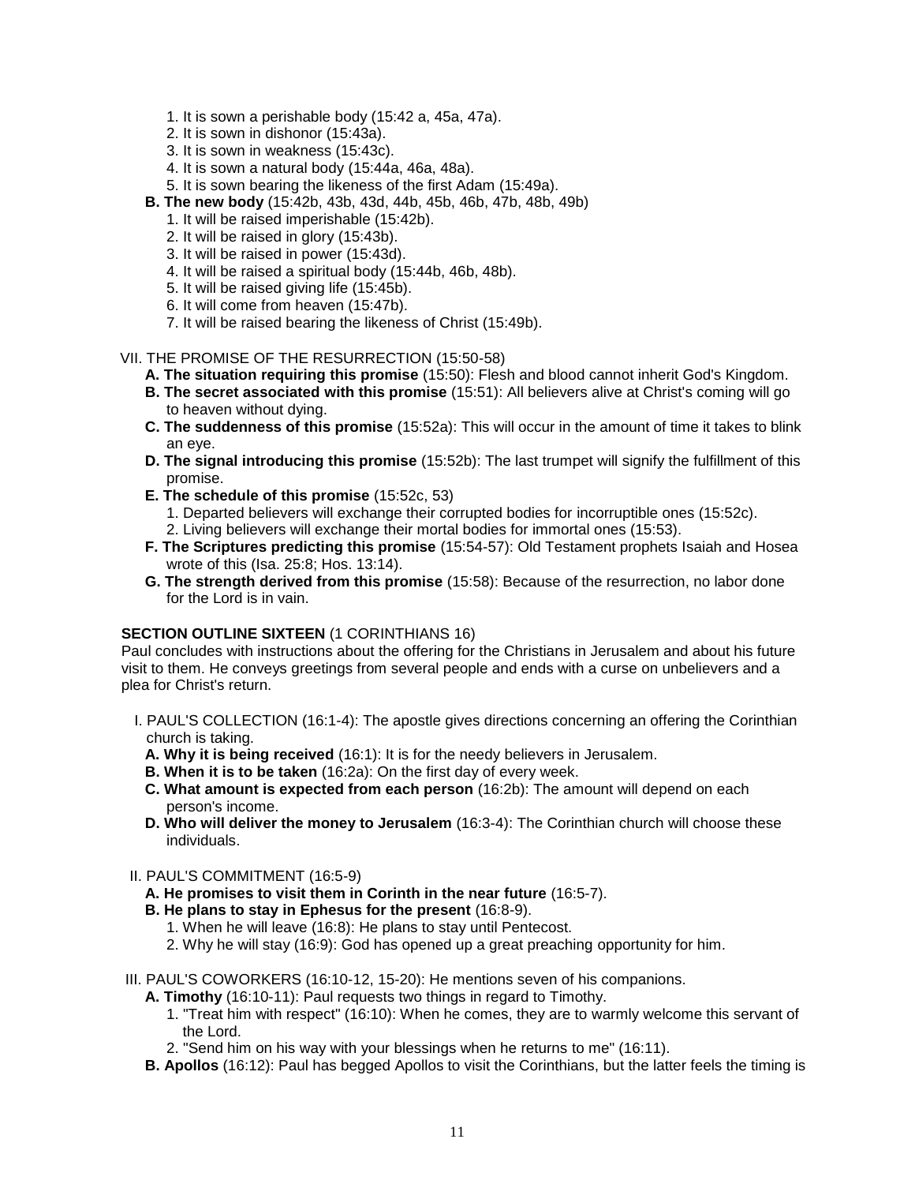1. It is sown a perishable body (15:42 a, 45a, 47a).
2. It is sown in dishonor (15:43a).
3. It is sown in weakness (15:43c).
4. It is sown a natural body (15:44a, 46a, 48a).
5. It is sown bearing the likeness of the first Adam (15:49a).

**B. The new body** (15:42b, 43b, 43d, 44b, 45b, 46b, 47b, 48b, 49b)

1. It will be raised imperishable (15:42b).
2. It will be raised in glory (15:43b).
3. It will be raised in power (15:43d).
4. It will be raised a spiritual body (15:44b, 46b, 48b).
5. It will be raised giving life (15:45b).
6. It will come from heaven (15:47b).
7. It will be raised bearing the likeness of Christ (15:49b).

VII. THE PROMISE OF THE RESURRECTION (15:50-58)

**A. The situation requiring this promise** (15:50): Flesh and blood cannot inherit God's Kingdom.

**B. The secret associated with this promise** (15:51): All believers alive at Christ's coming will go to heaven without dying.

**C. The suddenness of this promise** (15:52a): This will occur in the amount of time it takes to blink an eye.

**D. The signal introducing this promise** (15:52b): The last trumpet will signify the fulfillment of this promise.

**E. The schedule of this promise** (15:52c, 53)

1. Departed believers will exchange their corrupted bodies for incorruptible ones (15:52c).
2. Living believers will exchange their mortal bodies for immortal ones (15:53).

**F. The Scriptures predicting this promise** (15:54-57): Old Testament prophets Isaiah and Hosea wrote of this (Isa. 25:8; Hos. 13:14).

**G. The strength derived from this promise** (15:58): Because of the resurrection, no labor done for the Lord is in vain.

**SECTION OUTLINE SIXTEEN** (1 CORINTHIANS 16)

Paul concludes with instructions about the offering for the Christians in Jerusalem and about his future visit to them. He conveys greetings from several people and ends with a curse on unbelievers and a plea for Christ's return.

I. PAUL'S COLLECTION (16:1-4): The apostle gives directions concerning an offering the Corinthian church is taking.

**A. Why it is being received** (16:1): It is for the needy believers in Jerusalem.

**B. When it is to be taken** (16:2a): On the first day of every week.

**C. What amount is expected from each person** (16:2b): The amount will depend on each person's income.

**D. Who will deliver the money to Jerusalem** (16:3-4): The Corinthian church will choose these individuals.

II. PAUL'S COMMITMENT (16:5-9)

**A. He promises to visit them in Corinth in the near future** (16:5-7).

**B. He plans to stay in Ephesus for the present** (16:8-9).

1. When he will leave (16:8): He plans to stay until Pentecost.
2. Why he will stay (16:9): God has opened up a great preaching opportunity for him.

III. PAUL'S COWORKERS (16:10-12, 15-20): He mentions seven of his companions.

**A. Timothy** (16:10-11): Paul requests two things in regard to Timothy.

1. "Treat him with respect" (16:10): When he comes, they are to warmly welcome this servant of the Lord.
2. "Send him on his way with your blessings when he returns to me" (16:11).

**B. Apollos** (16:12): Paul has begged Apollos to visit the Corinthians, but the latter feels the timing is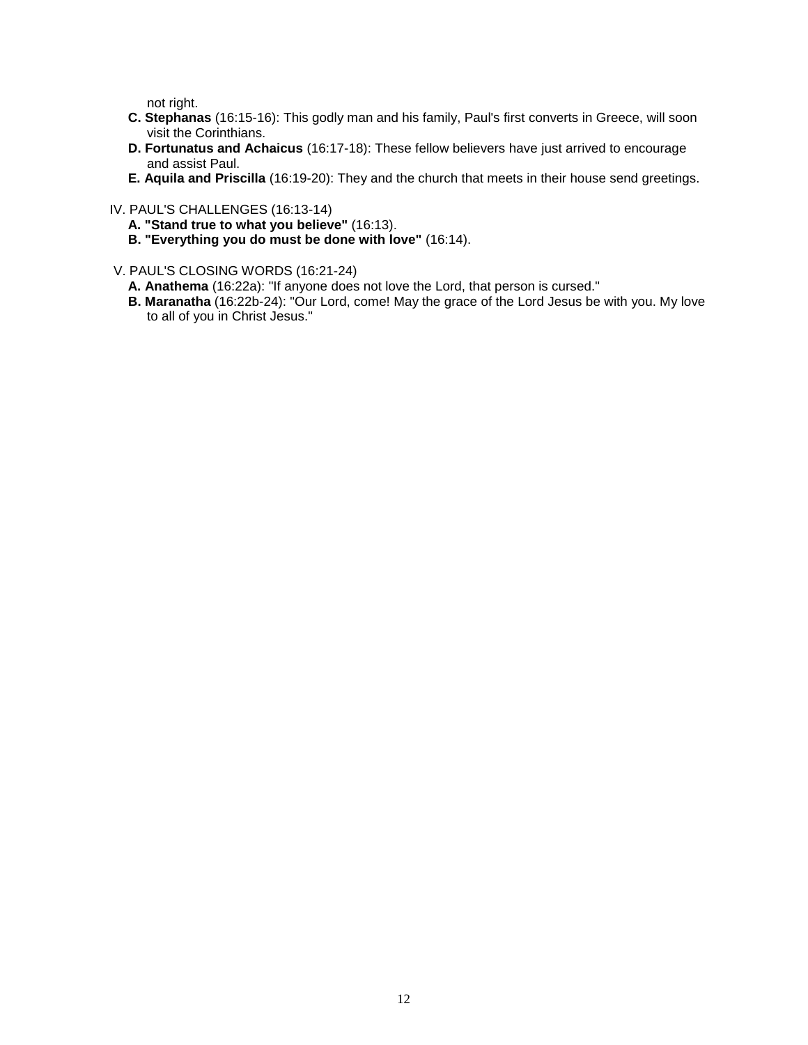not right.

- **C. Stephanas** (16:15-16): This godly man and his family, Paul's first converts in Greece, will soon visit the Corinthians.
- **D. Fortunatus and Achaicus** (16:17-18): These fellow believers have just arrived to encourage and assist Paul.
- **E. Aquila and Priscilla** (16:19-20): They and the church that meets in their house send greetings.

IV. PAUL'S CHALLENGES (16:13-14)

- **A. "Stand true to what you believe"** (16:13).
- **B. "Everything you do must be done with love"** (16:14).

V. PAUL'S CLOSING WORDS (16:21-24)

- **A. Anathema** (16:22a): "If anyone does not love the Lord, that person is cursed."
- **B. Maranatha** (16:22b-24): "Our Lord, come! May the grace of the Lord Jesus be with you. My love to all of you in Christ Jesus."